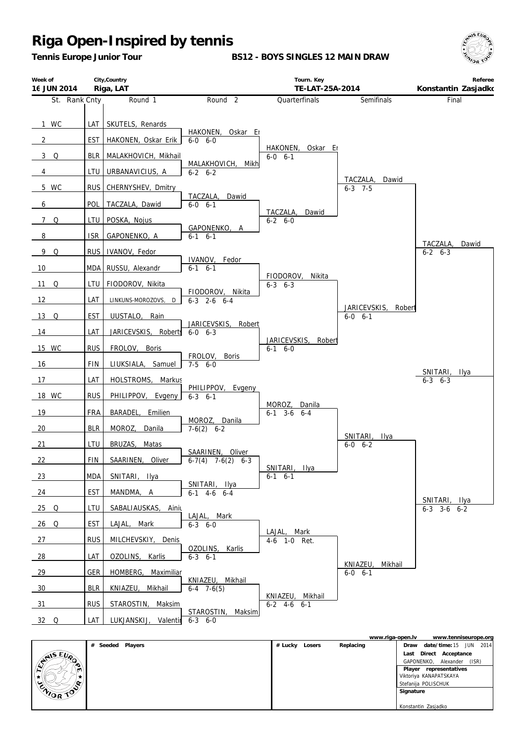# Riga Open-Inspired by tennis

**Tennis Europe Junior Tour** — **BS12 - BOYS SINGLES 12 MAIN DRAW**

| Week of | City,Country | Tourn. Key | Referee |
|---|---|---|---|
| 16 JUN 2014 | Riga, LAT | TE-LAT-25A-2014 | Konstantin Zasjadko |

| St. | Rank | Cnty | Round 1 | Round 2 | Quarterfinals | Semifinals | Final |
|---|---|---|---|---|---|---|---|
| 1 | WC | LAT | SKUTELS, Renards | | | | |
| | | | | HAKONEN, Oskar Er 6-0 6-0 | | | |
| 2 | | EST | HAKONEN, Oskar Erik | | | | |
| | | | | | HAKONEN, Oskar Er 6-0 6-1 | | |
| 3 | Q | BLR | MALAKHOVICH, Mikhail | | | | |
| | | | | MALAKHOVICH, Mikh 6-2 6-2 | | | |
| 4 | | LTU | URBANAVICIUS, A | | | | |
| | | | | | | TACZALA, Dawid 6-3 7-5 | |
| 5 | WC | RUS | CHERNYSHEV, Dmitry | | | | |
| | | | | TACZALA, Dawid 6-0 6-1 | | | |
| 6 | | POL | TACZALA, Dawid | | | | |
| | | | | | TACZALA, Dawid 6-2 6-0 | | |
| 7 | Q | LTU | POSKA, Nojus | | | | |
| | | | | GAPONENKO, A 6-1 6-1 | | | |
| 8 | | ISR | GAPONENKO, A | | | | |
| | | | | | | | TACZALA, Dawid 6-2 6-3 |
| 9 | Q | RUS | IVANOV, Fedor | | | | |
| | | | | IVANOV, Fedor 6-1 6-1 | | | |
| 10 | | MDA | RUSSU, Alexandr | | | | |
| | | | | | FIODOROV, Nikita 6-3 6-3 | | |
| 11 | Q | LTU | FIODOROV, Nikita | | | | |
| | | | | FIODOROV, Nikita 6-3 2-6 6-4 | | | |
| 12 | | LAT | LINKUNS-MOROZOVS, D | | | | |
| | | | | | | JARICEVSKIS, Robert 6-0 6-1 | |
| 13 | Q | EST | UUSTALO, Rain | | | | |
| | | | | JARICEVSKIS, Robert 6-0 6-3 | | | |
| 14 | | LAT | JARICEVSKIS, Roberts | | | | |
| | | | | | JARICEVSKIS, Robert 6-1 6-0 | | |
| 15 | WC | RUS | FROLOV, Boris | | | | |
| | | | | FROLOV, Boris 7-5 6-0 | | | |
| 16 | | FIN | LIUKSIALA, Samuel | | | | |
| | | | | | | | SNITARI, Ilya 6-3 6-3 |
| 17 | | LAT | HOLSTROMS, Markus | | | | |
| | | | | PHILIPPOV, Evgeny 6-3 6-1 | | | |
| 18 | WC | RUS | PHILIPPOV, Evgeny | | | | |
| | | | | | MOROZ, Danila 6-1 3-6 6-4 | | |
| 19 | | FRA | BARADEL, Emilien | | | | |
| | | | | MOROZ, Danila 7-6(2) 6-2 | | | |
| 20 | | BLR | MOROZ, Danila | | | | |
| | | | | | | SNITARI, Ilya 6-0 6-2 | |
| 21 | | LTU | BRUZAS, Matas | | | | |
| | | | | SAARINEN, Oliver 6-7(4) 7-6(2) 6-3 | | | |
| 22 | | FIN | SAARINEN, Oliver | | | | |
| | | | | | SNITARI, Ilya 6-1 6-1 | | |
| 23 | | MDA | SNITARI, Ilya | | | | |
| | | | | SNITARI, Ilya 6-1 4-6 6-4 | | | |
| 24 | | EST | MANDMA, A | | | | |
| | | | | | | | SNITARI, Ilya 6-3 3-6 6-2 |
| 25 | Q | LTU | SABALIAUSKAS, Ainiu | | | | |
| | | | | LAJAL, Mark 6-3 6-0 | | | |
| 26 | Q | EST | LAJAL, Mark | | | | |
| | | | | | LAJAL, Mark 4-6 1-0 Ret. | | |
| 27 | | RUS | MILCHEVSKIY, Denis | | | | |
| | | | | OZOLINS, Karlis 6-3 6-1 | | | |
| 28 | | LAT | OZOLINS, Karlis | | | | |
| | | | | | | KNIAZEU, Mikhail 6-0 6-1 | |
| 29 | | GER | HOMBERG, Maximiliar | | | | |
| | | | | KNIAZEU, Mikhail 6-4 7-6(5) | | | |
| 30 | | BLR | KNIAZEU, Mikhail | | | | |
| | | | | | KNIAZEU, Mikhail 6-2 4-6 6-1 | | |
| 31 | | RUS | STAROSTIN, Maksim | | | | |
| | | | | STAROSTIN, Maksim 6-3 6-0 | | | |
| 32 | Q | LAT | LUKJANSKIJ, Valentir | | | | |

www.riga-open.lv — www.tenniseurope.org

| # Seeded Players | # Lucky Losers | Replacing | |
|---|---|---|---|
| | | | **Draw date/time:** 15 JUN 2014 |
| | | | **Last Direct Acceptance** GAPONENKO, Alexander (ISR) |
| | | | **Player representatives** Viktoriya KANAPATSKAYA, Stefanija POLISCHUK |
| | | | **Signature** Konstantin Zasjadko |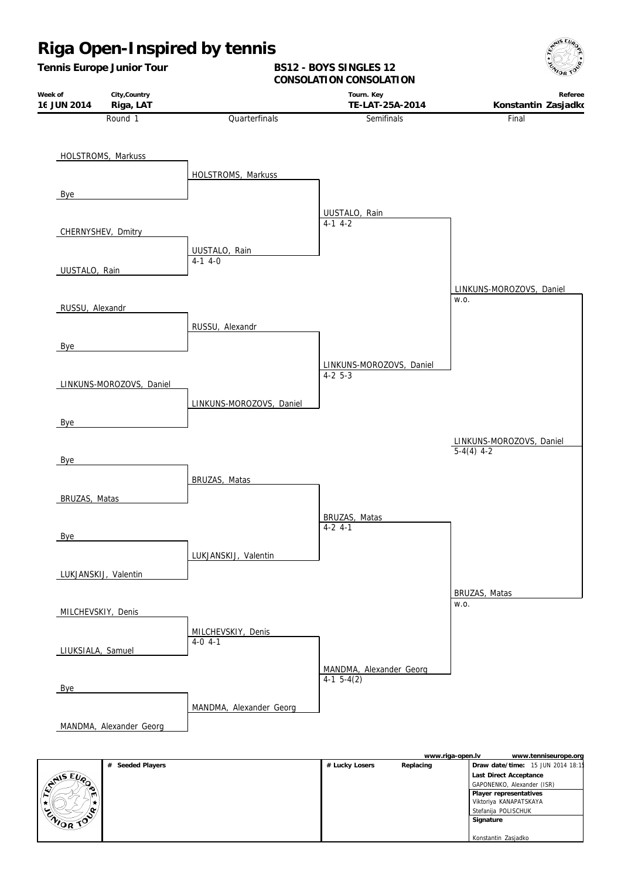# Riga Open-Inspired by tennis

**Tennis Europe Junior Tour**

**BS12 - BOYS SINGLES 12**
**CONSOLATION CONSOLATION**

| Week of | City,Country | Tourn. Key | Referee |
|---|---|---|---|
| **16 JUN 2014** | **Riga, LAT** | **TE-LAT-25A-2014** | **Konstantin Zasjadko** |

| Round 1 | Quarterfinals | Semifinals | Final | Winner |
|---|---|---|---|---|
| HOLSTROMS, Markuss | HOLSTROMS, Markuss | UUSTALO, Rain 4-1 4-2 | LINKUNS-MOROZOVS, Daniel w.o. | LINKUNS-MOROZOVS, Daniel 5-4(4) 4-2 |
| Bye | | | | |
| CHERNYSHEV, Dmitry | UUSTALO, Rain 4-1 4-0 | | | |
| UUSTALO, Rain | | | | |
| RUSSU, Alexandr | RUSSU, Alexandr | LINKUNS-MOROZOVS, Daniel 4-2 5-3 | | |
| Bye | | | | |
| LINKUNS-MOROZOVS, Daniel | LINKUNS-MOROZOVS, Daniel | | | |
| Bye | | | | |
| Bye | BRUZAS, Matas | BRUZAS, Matas 4-2 4-1 | BRUZAS, Matas w.o. | |
| BRUZAS, Matas | | | | |
| Bye | LUKJANSKIJ, Valentin | | | |
| LUKJANSKIJ, Valentin | | | | |
| MILCHEVSKIY, Denis | MILCHEVSKIY, Denis 4-0 4-1 | MANDMA, Alexander Georg 4-1 5-4(2) | | |
| LIUKSIALA, Samuel | | | | |
| Bye | MANDMA, Alexander Georg | | | |
| MANDMA, Alexander Georg | | | | |

www.riga-open.lv www.tenniseurope.org

| # Seeded Players | # Lucky Losers | Replacing | |
|---|---|---|---|
| | | | **Draw date/time:** 15 JUN 2014 18:15 |
| | | | **Last Direct Acceptance** GAPONENKO, Alexander (ISR) |
| | | | **Player representatives** Viktoriya KANAPATSKAYA, Stefanija POLISCHUK |
| | | | **Signature** Konstantin Zasjadko |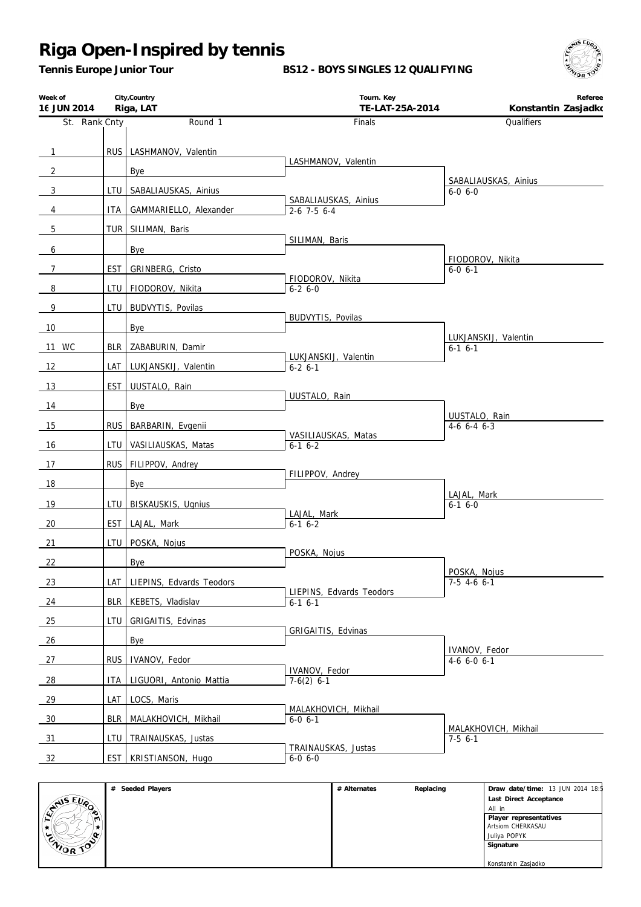# Riga Open-Inspired by tennis

**Tennis Europe Junior Tour** — **BS12 - BOYS SINGLES 12 QUALIFYING**

| Week of | City,Country | Tourn. Key | Referee |
|---|---|---|---|
| 16 JUN 2014 | Riga, LAT | TE-LAT-25A-2014 | Konstantin Zasjadko |

| St. | Rank | Cnty | Round 1 | Finals | Qualifiers |
|---|---|---|---|---|---|
| 1 | | RUS | LASHMANOV, Valentin | LASHMANOV, Valentin | |
| 2 | | | Bye | | SABALIAUSKAS, Ainius 6-0 6-0 |
| 3 | | LTU | SABALIAUSKAS, Ainius | SABALIAUSKAS, Ainius 2-6 7-5 6-4 | |
| 4 | | ITA | GAMMARIELLO, Alexander | | |
| 5 | | TUR | SILIMAN, Baris | SILIMAN, Baris | |
| 6 | | | Bye | | FIODOROV, Nikita 6-0 6-1 |
| 7 | | EST | GRINBERG, Cristo | FIODOROV, Nikita 6-2 6-0 | |
| 8 | | LTU | FIODOROV, Nikita | | |
| 9 | | LTU | BUDVYTIS, Povilas | BUDVYTIS, Povilas | |
| 10 | | | Bye | | LUKJANSKIJ, Valentin 6-1 6-1 |
| 11 | WC | BLR | ZABABURIN, Damir | LUKJANSKIJ, Valentin 6-2 6-1 | |
| 12 | | LAT | LUKJANSKIJ, Valentin | | |
| 13 | | EST | UUSTALO, Rain | UUSTALO, Rain | |
| 14 | | | Bye | | UUSTALO, Rain 4-6 6-4 6-3 |
| 15 | | RUS | BARBARIN, Evgenii | VASILIAUSKAS, Matas 6-1 6-2 | |
| 16 | | LTU | VASILIAUSKAS, Matas | | |
| 17 | | RUS | FILIPPOV, Andrey | FILIPPOV, Andrey | |
| 18 | | | Bye | | LAJAL, Mark 6-1 6-0 |
| 19 | | LTU | BISKAUSKIS, Ugnius | LAJAL, Mark 6-1 6-2 | |
| 20 | | EST | LAJAL, Mark | | |
| 21 | | LTU | POSKA, Nojus | POSKA, Nojus | |
| 22 | | | Bye | | POSKA, Nojus 7-5 4-6 6-1 |
| 23 | | LAT | LIEPINS, Edvards Teodors | LIEPINS, Edvards Teodors 6-1 6-1 | |
| 24 | | BLR | KEBETS, Vladislav | | |
| 25 | | LTU | GRIGAITIS, Edvinas | GRIGAITIS, Edvinas | |
| 26 | | | Bye | | IVANOV, Fedor 4-6 6-0 6-1 |
| 27 | | RUS | IVANOV, Fedor | IVANOV, Fedor 7-6(2) 6-1 | |
| 28 | | ITA | LIGUORI, Antonio Mattia | | |
| 29 | | LAT | LOCS, Maris | MALAKHOVICH, Mikhail 6-0 6-1 | |
| 30 | | BLR | MALAKHOVICH, Mikhail | | MALAKHOVICH, Mikhail 7-5 6-1 |
| 31 | | LTU | TRAINAUSKAS, Justas | TRAINAUSKAS, Justas 6-0 6-0 | |
| 32 | | EST | KRISTIANSON, Hugo | | |

| # Seeded Players | # Alternates | Replacing | Draw date/time: 13 JUN 2014 18:5 |
|---|---|---|---|
| | | | Last Direct Acceptance |
| | | | All in |
| | | | Player representatives |
| | | | Artsiom CHERKASAU |
| | | | Juliya POPYK |
| | | | Signature |
| | | | Konstantin Zasjadko |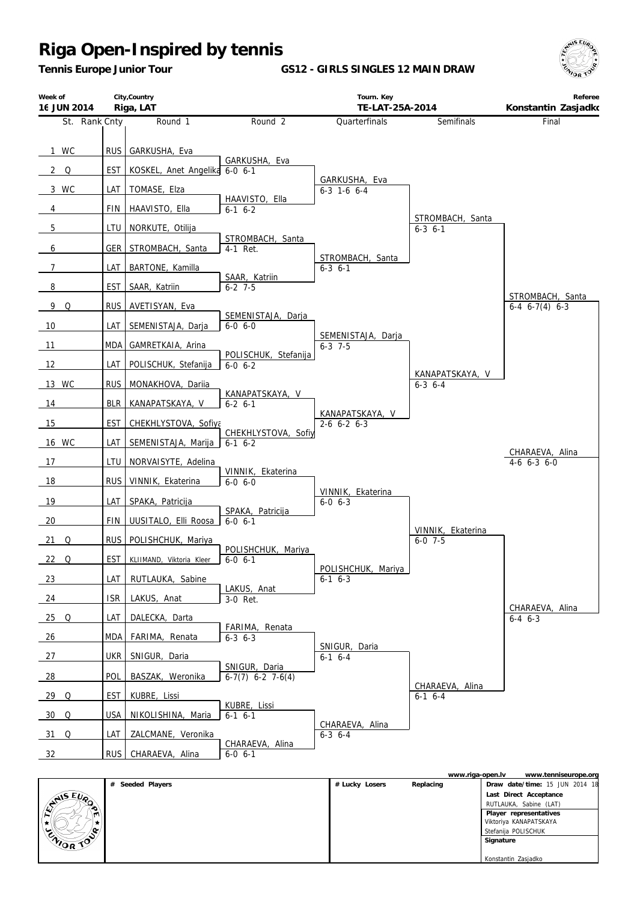# Riga Open-Inspired by tennis

**Tennis Europe Junior Tour**

**GS12 - GIRLS SINGLES 12 MAIN DRAW**

| Week of | City,Country | Tourn. Key | Referee |
|---|---|---|---|
| 16 JUN 2014 | Riga, LAT | TE-LAT-25A-2014 | Konstantin Zasjadko |

| St. | Rank | Cnty | Round 1 | Round 2 | Quarterfinals | Semifinals | Final |
|---|---|---|---|---|---|---|---|
| 1 WC | | RUS | GARKUSHA, Eva | | | | |
| | | | | GARKUSHA, Eva | | | |
| 2 Q | | EST | KOSKEL, Anet Angelika | 6-0 6-1 | | | |
| | | | | | GARKUSHA, Eva | | |
| 3 WC | | LAT | TOMASE, Elza | | 6-3 1-6 6-4 | | |
| | | | | HAAVISTO, Ella | | | |
| 4 | | FIN | HAAVISTO, Ella | 6-1 6-2 | | | |
| | | | | | | STROMBACH, Santa | |
| 5 | | LTU | NORKUTE, Otilija | | | 6-3 6-1 | |
| | | | | STROMBACH, Santa | | | |
| 6 | | GER | STROMBACH, Santa | 4-1 Ret. | | | |
| | | | | | STROMBACH, Santa | | |
| 7 | | LAT | BARTONE, Kamilla | | 6-3 6-1 | | |
| | | | | SAAR, Katriin | | | |
| 8 | | EST | SAAR, Katriin | 6-2 7-5 | | | |
| | | | | | | | STROMBACH, Santa |
| 9 Q | | RUS | AVETISYAN, Eva | | | | 6-4 6-7(4) 6-3 |
| | | | | SEMENISTAJA, Darja | | | |
| 10 | | LAT | SEMENISTAJA, Darja | 6-0 6-0 | | | |
| | | | | | SEMENISTAJA, Darja | | |
| 11 | | MDA | GAMRETKAIA, Arina | | 6-3 7-5 | | |
| | | | | POLISCHUK, Stefanija | | | |
| 12 | | LAT | POLISCHUK, Stefanija | 6-0 6-2 | | | |
| | | | | | | KANAPATSKAYA, V | |
| 13 WC | | RUS | MONAKHOVA, Dariia | | | 6-3 6-4 | |
| | | | | KANAPATSKAYA, V | | | |
| 14 | | BLR | KANAPATSKAYA, V | 6-2 6-1 | | | |
| | | | | | KANAPATSKAYA, V | | |
| 15 | | EST | CHEKHLYSTOVA, Sofiya | | 2-6 6-2 6-3 | | |
| | | | | CHEKHLYSTOVA, Sofiy | | | |
| 16 WC | | LAT | SEMENISTAJA, Marija | 6-1 6-2 | | | |
| | | | | | | | CHARAEVA, Alina |
| 17 | | LTU | NORVAISYTE, Adelina | | | | 4-6 6-3 6-0 |
| | | | | VINNIK, Ekaterina | | | |
| 18 | | RUS | VINNIK, Ekaterina | 6-0 6-0 | | | |
| | | | | | VINNIK, Ekaterina | | |
| 19 | | LAT | SPAKA, Patricija | | 6-0 6-3 | | |
| | | | | SPAKA, Patricija | | | |
| 20 | | FIN | UUSITALO, Elli Roosa | 6-0 6-1 | | | |
| | | | | | | VINNIK, Ekaterina | |
| 21 Q | | RUS | POLISHCHUK, Mariya | | | 6-0 7-5 | |
| | | | | POLISHCHUK, Mariya | | | |
| 22 Q | | EST | KLIIMAND, Viktoria Kleer | 6-0 6-1 | | | |
| | | | | | POLISHCHUK, Mariya | | |
| 23 | | LAT | RUTLAUKA, Sabine | | 6-1 6-3 | | |
| | | | | LAKUS, Anat | | | |
| 24 | | ISR | LAKUS, Anat | 3-0 Ret. | | | |
| | | | | | | | CHARAEVA, Alina |
| 25 Q | | LAT | DALECKA, Darta | | | | 6-4 6-3 |
| | | | | FARIMA, Renata | | | |
| 26 | | MDA | FARIMA, Renata | 6-3 6-3 | | | |
| | | | | | SNIGUR, Daria | | |
| 27 | | UKR | SNIGUR, Daria | | 6-1 6-4 | | |
| | | | | SNIGUR, Daria | | | |
| 28 | | POL | BASZAK, Weronika | 6-7(7) 6-2 7-6(4) | | | |
| | | | | | | CHARAEVA, Alina | |
| 29 Q | | EST | KUBRE, Lissi | | | 6-1 6-4 | |
| | | | | KUBRE, Lissi | | | |
| 30 Q | | USA | NIKOLISHINA, Maria | 6-1 6-1 | | | |
| | | | | | CHARAEVA, Alina | | |
| 31 Q | | LAT | ZALCMANE, Veronika | | 6-3 6-4 | | |
| | | | | CHARAEVA, Alina | | | |
| 32 | | RUS | CHARAEVA, Alina | 6-0 6-1 | | | |

www.riga-open.lv www.tenniseurope.org

| # Seeded Players | # Lucky Losers | Replacing | |
|---|---|---|---|
| | | | **Draw date/time:** 15 JUN 2014 18 |
| | | | **Last Direct Acceptance** |
| | | | RUTLAUKA, Sabine (LAT) |
| | | | **Player representatives** |
| | | | Viktoriya KANAPATSKAYA |
| | | | Stefanija POLISCHUK |
| | | | **Signature** |
| | | | Konstantin Zasjadko |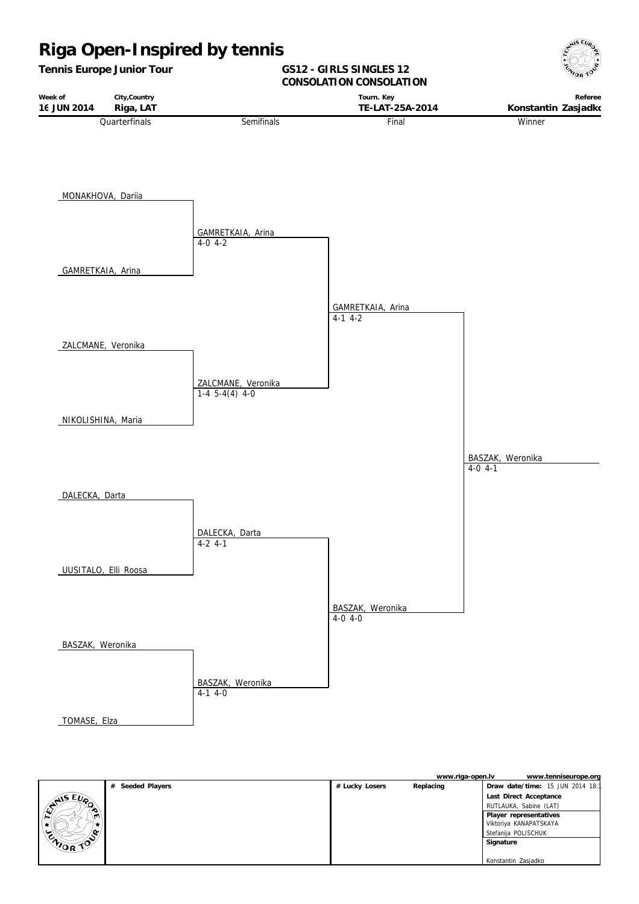# Riga Open-Inspired by tennis

**Tennis Europe Junior Tour**

**GS12 - GIRLS SINGLES 12**
**CONSOLATION CONSOLATION**

| Week of | City,Country | Tourn. Key | Referee |
|---|---|---|---|
| **16 JUN 2014** | **Riga, LAT** | **TE-LAT-25A-2014** | **Konstantin Zasjadko** |

| Quarterfinals | Semifinals | Final | Winner |
|---|---|---|---|
| MONAKHOVA, Dariia | | | |
| | GAMRETKAIA, Arina 4-0 4-2 | | |
| GAMRETKAIA, Arina | | | |
| | | GAMRETKAIA, Arina 4-1 4-2 | |
| ZALCMANE, Veronika | | | |
| | ZALCMANE, Veronika 1-4 5-4(4) 4-0 | | |
| NIKOLISHINA, Maria | | | |
| | | | BASZAK, Weronika 4-0 4-1 |
| DALECKA, Darta | | | |
| | DALECKA, Darta 4-2 4-1 | | |
| UUSITALO, Elli Roosa | | | |
| | | BASZAK, Weronika 4-0 4-0 | |
| BASZAK, Weronika | | | |
| | BASZAK, Weronika 4-1 4-0 | | |
| TOMASE, Elza | | | |

www.riga-open.lv www.tenniseurope.org

| # Seeded Players | # Lucky Losers | Replacing | |
|---|---|---|---|
| | | | **Draw date/time:** 15 JUN 2014 18:1 |
| | | | **Last Direct Acceptance** |
| | | | RUTLAUKA, Sabine (LAT) |
| | | | **Player representatives** |
| | | | Viktoriya KANAPATSKAYA |
| | | | Stefanija POLISCHUK |
| | | | **Signature** |
| | | | Konstantin Zasjadko |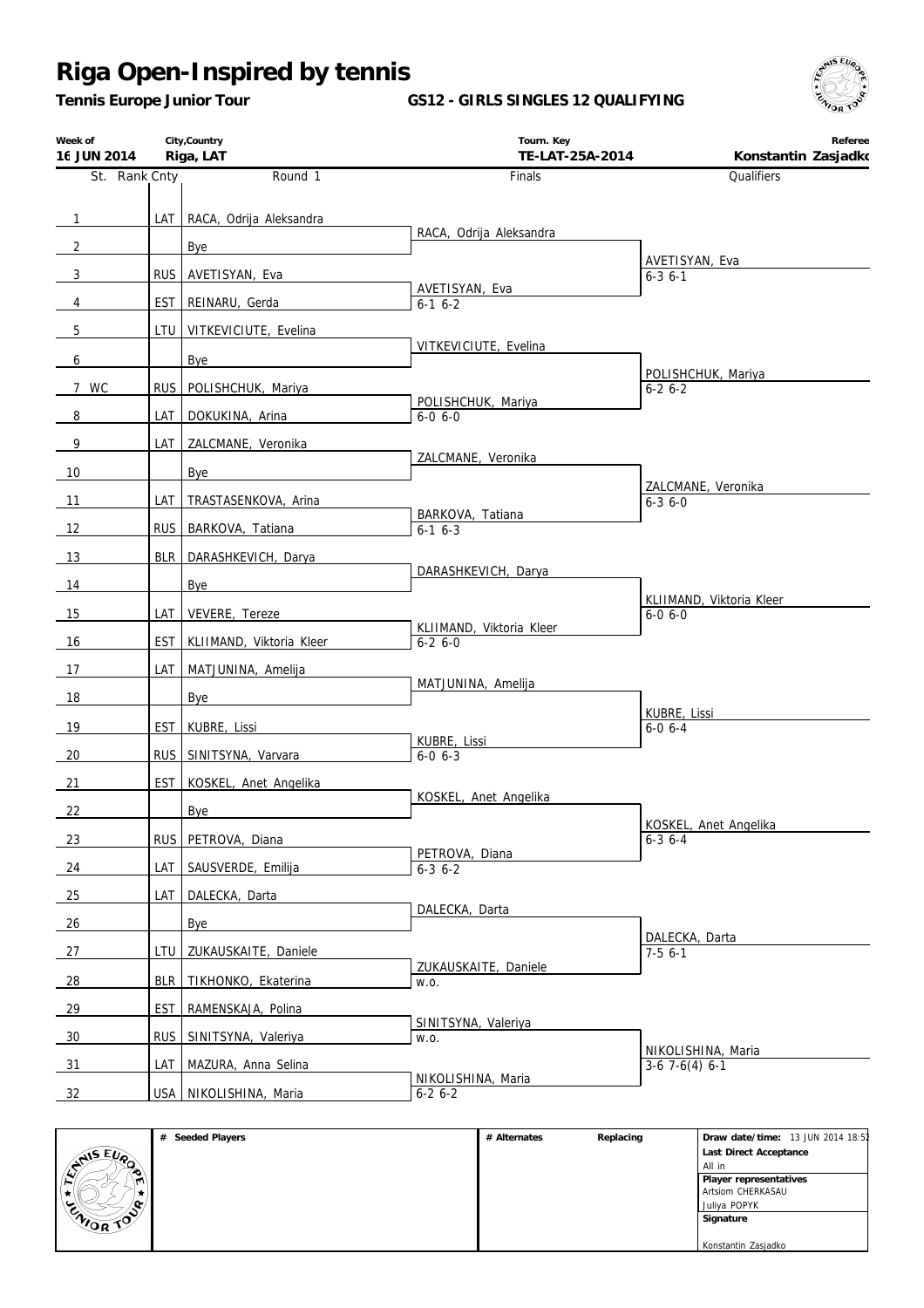# Riga Open-Inspired by tennis

**Tennis Europe Junior Tour** **GS12 - GIRLS SINGLES 12 QUALIFYING**

| Week of | City,Country | Tourn. Key | Referee |
|---|---|---|---|
| 16 JUN 2014 | Riga, LAT | TE-LAT-25A-2014 | Konstantin Zasjadko |

| St. | Rank | Cnty | Round 1 | Finals | Qualifiers |
|---|---|---|---|---|---|
| 1 | | LAT | RACA, Odrija Aleksandra | RACA, Odrija Aleksandra | |
| 2 | | | Bye | | AVETISYAN, Eva 6-3 6-1 |
| 3 | | RUS | AVETISYAN, Eva | AVETISYAN, Eva 6-1 6-2 | |
| 4 | | EST | REINARU, Gerda | | |
| 5 | | LTU | VITKEVICIUTE, Evelina | VITKEVICIUTE, Evelina | |
| 6 | | | Bye | | POLISHCHUK, Mariya 6-2 6-2 |
| 7 WC | | RUS | POLISHCHUK, Mariya | POLISHCHUK, Mariya 6-0 6-0 | |
| 8 | | LAT | DOKUKINA, Arina | | |
| 9 | | LAT | ZALCMANE, Veronika | ZALCMANE, Veronika | |
| 10 | | | Bye | | ZALCMANE, Veronika 6-3 6-0 |
| 11 | | LAT | TRASTASENKOVA, Arina | BARKOVA, Tatiana 6-1 6-3 | |
| 12 | | RUS | BARKOVA, Tatiana | | |
| 13 | | BLR | DARASHKEVICH, Darya | DARASHKEVICH, Darya | |
| 14 | | | Bye | | KLIIMAND, Viktoria Kleer 6-0 6-0 |
| 15 | | LAT | VEVERE, Tereze | KLIIMAND, Viktoria Kleer 6-2 6-0 | |
| 16 | | EST | KLIIMAND, Viktoria Kleer | | |
| 17 | | LAT | MATJUNINA, Amelija | MATJUNINA, Amelija | |
| 18 | | | Bye | | KUBRE, Lissi 6-0 6-4 |
| 19 | | EST | KUBRE, Lissi | KUBRE, Lissi 6-0 6-3 | |
| 20 | | RUS | SINITSYNA, Varvara | | |
| 21 | | EST | KOSKEL, Anet Angelika | KOSKEL, Anet Angelika | |
| 22 | | | Bye | | KOSKEL, Anet Angelika 6-3 6-4 |
| 23 | | RUS | PETROVA, Diana | PETROVA, Diana 6-3 6-2 | |
| 24 | | LAT | SAUSVERDE, Emilija | | |
| 25 | | LAT | DALECKA, Darta | DALECKA, Darta | |
| 26 | | | Bye | | DALECKA, Darta 7-5 6-1 |
| 27 | | LTU | ZUKAUSKAITE, Daniele | ZUKAUSKAITE, Daniele w.o. | |
| 28 | | BLR | TIKHONKO, Ekaterina | | |
| 29 | | EST | RAMENSKAJA, Polina | SINITSYNA, Valeriya w.o. | |
| 30 | | RUS | SINITSYNA, Valeriya | | NIKOLISHINA, Maria 3-6 7-6(4) 6-1 |
| 31 | | LAT | MAZURA, Anna Selina | NIKOLISHINA, Maria 6-2 6-2 | |
| 32 | | USA | NIKOLISHINA, Maria | | |

| # Seeded Players | # Alternates | Replacing | |
|---|---|---|---|
| | | | **Draw date/time:** 13 JUN 2014 18:52 |
| | | | **Last Direct Acceptance** All in |
| | | | **Player representatives** Artsiom CHERKASAU, Juliya POPYK |
| | | | **Signature** Konstantin Zasjadko |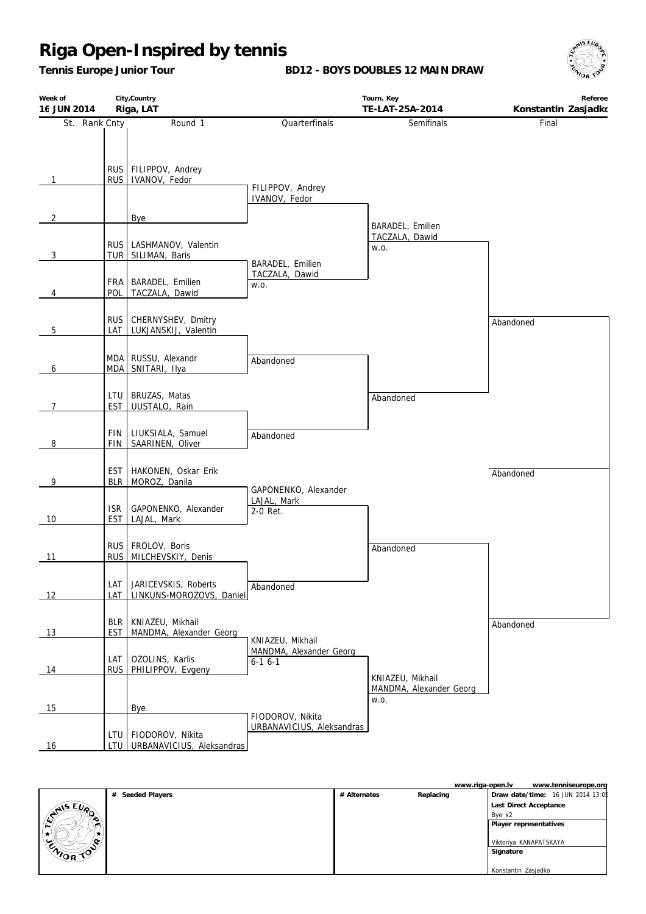# Riga Open-Inspired by tennis

**Tennis Europe Junior Tour**

**BD12 - BOYS DOUBLES 12 MAIN DRAW**

| Week of | City,Country | Tourn. Key | Referee |
|---|---|---|---|
| 16 JUN 2014 | Riga, LAT | TE-LAT-25A-2014 | Konstantin Zasjadko |

| St. | Rank | Cnty | Round 1 | Quarterfinals | Semifinals | Final |
|---|---|---|---|---|---|---|
| 1 | | RUS / RUS | FILIPPOV, Andrey / IVANOV, Fedor | FILIPPOV, Andrey / IVANOV, Fedor | | |
| 2 | | | Bye | | BARADEL, Emilien / TACZALA, Dawid w.o. | |
| 3 | | RUS / TUR | LASHMANOV, Valentin / SILIMAN, Baris | BARADEL, Emilien / TACZALA, Dawid w.o. | | |
| 4 | | FRA / POL | BARADEL, Emilien / TACZALA, Dawid | | | Abandoned |
| 5 | | RUS / LAT | CHERNYSHEV, Dmitry / LUKJANSKIJ, Valentin | Abandoned | | |
| 6 | | MDA / MDA | RUSSU, Alexandr / SNITARI, Ilya | | Abandoned | |
| 7 | | LTU / EST | BRUZAS, Matas / UUSTALO, Rain | Abandoned | | |
| 8 | | FIN / FIN | LIUKSIALA, Samuel / SAARINEN, Oliver | | | Abandoned |
| 9 | | EST / BLR | HAKONEN, Oskar Erik / MOROZ, Danila | GAPONENKO, Alexander / LAJAL, Mark 2-0 Ret. | | |
| 10 | | ISR / EST | GAPONENKO, Alexander / LAJAL, Mark | | Abandoned | |
| 11 | | RUS / RUS | FROLOV, Boris / MILCHEVSKIY, Denis | Abandoned | | |
| 12 | | LAT / LAT | JARICEVSKIS, Roberts / LINKUNS-MOROZOVS, Daniel | | | Abandoned |
| 13 | | BLR / EST | KNIAZEU, Mikhail / MANDMA, Alexander Georg | KNIAZEU, Mikhail / MANDMA, Alexander Georg 6-1 6-1 | | |
| 14 | | LAT / RUS | OZOLINS, Karlis / PHILIPPOV, Evgeny | | KNIAZEU, Mikhail / MANDMA, Alexander Georg w.o. | |
| 15 | | | Bye | FIODOROV, Nikita / URBANAVICIUS, Aleksandras | | |
| 16 | | LTU / LTU | FIODOROV, Nikita / URBANAVICIUS, Aleksandras | | | |

www.riga-open.lv www.tenniseurope.org

| # Seeded Players | # Alternates | Replacing | |
|---|---|---|---|
| | | | **Draw date/time:** 16 JUN 2014 13:05 |
| | | | **Last Direct Acceptance** |
| | | | Bye x2 |
| | | | **Player representatives** |
| | | | Viktoriya KANAPATSKAYA |
| | | | **Signature** |
| | | | Konstantin Zasjadko |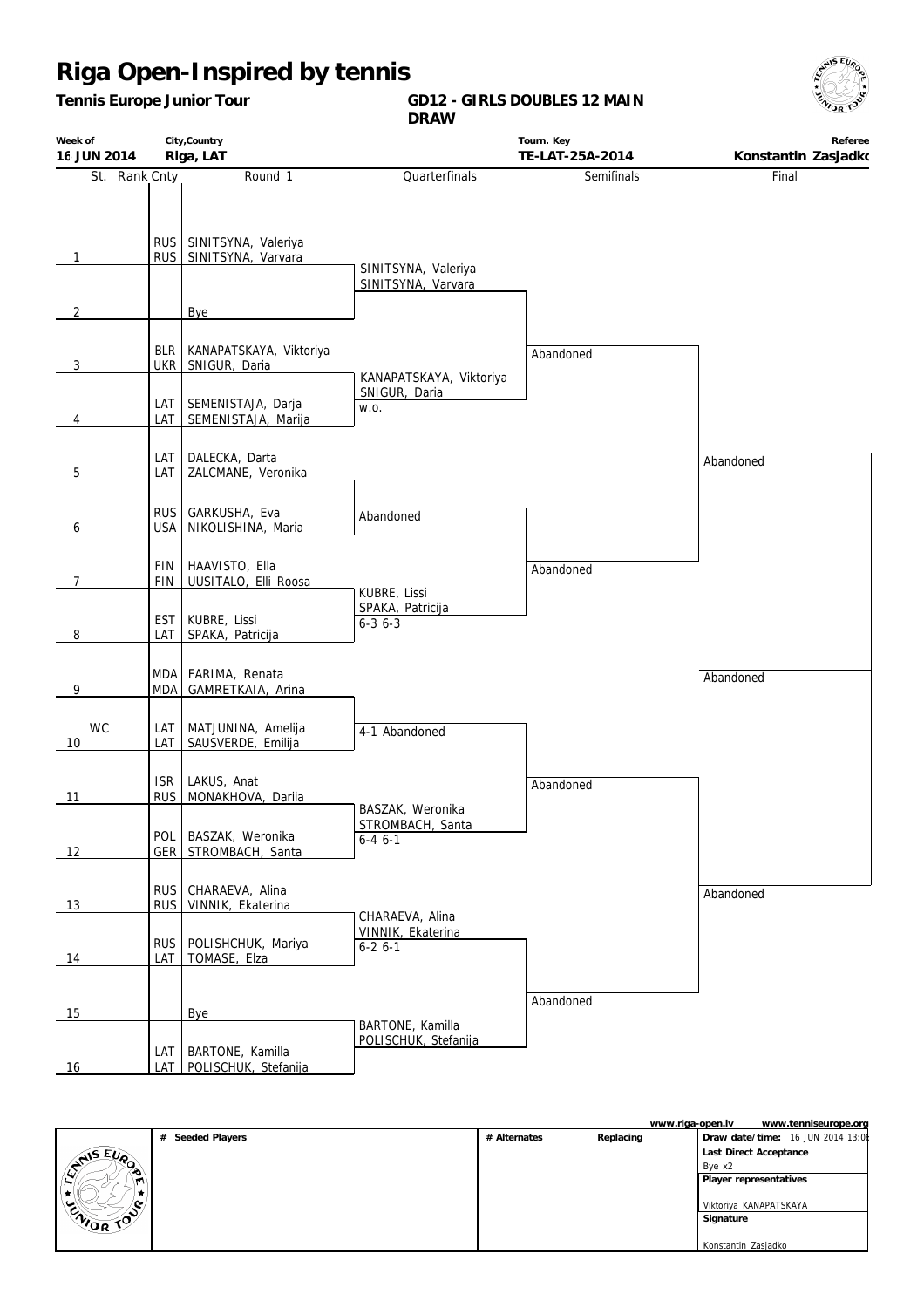# Riga Open-Inspired by tennis

**Tennis Europe Junior Tour**

**GD12 - GIRLS DOUBLES 12 MAIN DRAW**

| Week of | City,Country | Tourn. Key | Referee |
|---|---|---|---|
| 16 JUN 2014 | Riga, LAT | TE-LAT-25A-2014 | Konstantin Zasjadko |

| St. | Rank | Cnty | Round 1 | Quarterfinals | Semifinals | Final |
|---|---|---|---|---|---|---|
| 1 | | RUS / RUS | SINITSYNA, Valeriya / SINITSYNA, Varvara | SINITSYNA, Valeriya / SINITSYNA, Varvara | | |
| 2 | | | Bye | | Abandoned | |
| 3 | | BLR / UKR | KANAPATSKAYA, Viktoriya / SNIGUR, Daria | KANAPATSKAYA, Viktoriya / SNIGUR, Daria w.o. | | |
| 4 | | LAT / LAT | SEMENISTAJA, Darja / SEMENISTAJA, Marija | | | Abandoned |
| 5 | | LAT / LAT | DALECKA, Darta / ZALCMANE, Veronika | Abandoned | | |
| 6 | | RUS / USA | GARKUSHA, Eva / NIKOLISHINA, Maria | | Abandoned | |
| 7 | | FIN / FIN | HAAVISTO, Ella / UUSITALO, Elli Roosa | KUBRE, Lissi / SPAKA, Patricija 6-3 6-3 | | |
| 8 | | EST / LAT | KUBRE, Lissi / SPAKA, Patricija | | | Abandoned |
| 9 | | MDA / MDA | FARIMA, Renata / GAMRETKAIA, Arina | 4-1 Abandoned | | |
| 10 | WC | LAT / LAT | MATJUNINA, Amelija / SAUSVERDE, Emilija | | Abandoned | |
| 11 | | ISR / RUS | LAKUS, Anat / MONAKHOVA, Dariia | BASZAK, Weronika / STROMBACH, Santa 6-4 6-1 | | |
| 12 | | POL / GER | BASZAK, Weronika / STROMBACH, Santa | | | Abandoned |
| 13 | | RUS / RUS | CHARAEVA, Alina / VINNIK, Ekaterina | CHARAEVA, Alina / VINNIK, Ekaterina 6-2 6-1 | | |
| 14 | | RUS / LAT | POLISHCHUK, Mariya / TOMASE, Elza | | Abandoned | |
| 15 | | | Bye | BARTONE, Kamilla / POLISCHUK, Stefanija | | |
| 16 | | LAT / LAT | BARTONE, Kamilla / POLISCHUK, Stefanija | | | |

www.riga-open.lv www.tenniseurope.org

| # Seeded Players | # Alternates | Replacing | |
|---|---|---|---|
| | | | **Draw date/time:** 16 JUN 2014 13:06 |
| | | | **Last Direct Acceptance** |
| | | | Bye x2 |
| | | | **Player representatives** |
| | | | Viktoriya KANAPATSKAYA |
| | | | **Signature** |
| | | | Konstantin Zasjadko |